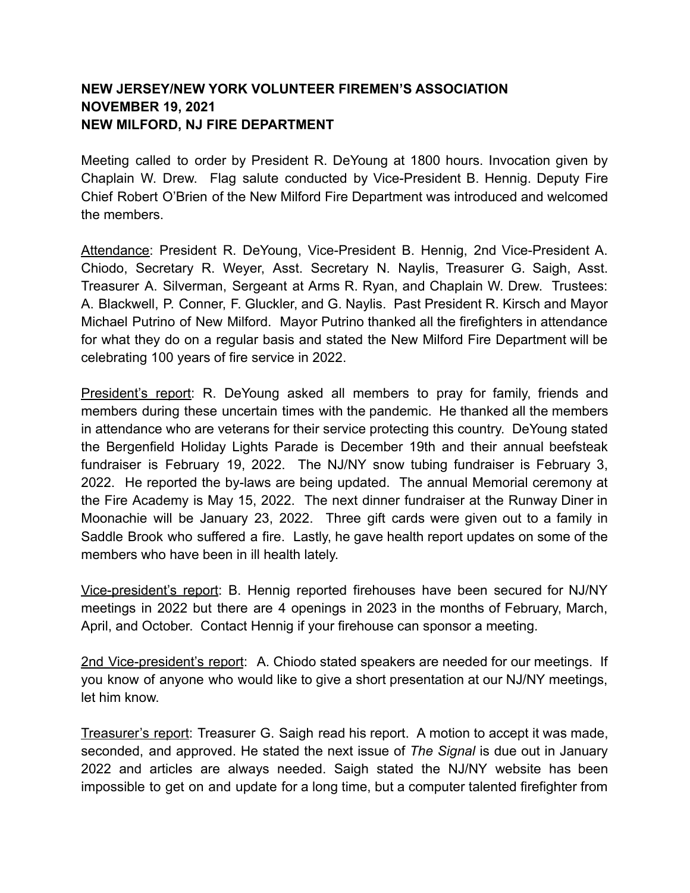**NEW JERSEY/NEW YORK VOLUNTEER FIREMEN'S ASSOCIATION**
**NOVEMBER 19, 2021**
**NEW MILFORD, NJ FIRE DEPARTMENT**

Meeting called to order by President R. DeYoung at 1800 hours. Invocation given by Chaplain W. Drew. Flag salute conducted by Vice-President B. Hennig. Deputy Fire Chief Robert O'Brien of the New Milford Fire Department was introduced and welcomed the members.

<u>Attendance</u>: President R. DeYoung, Vice-President B. Hennig, 2nd Vice-President A. Chiodo, Secretary R. Weyer, Asst. Secretary N. Naylis, Treasurer G. Saigh, Asst. Treasurer A. Silverman, Sergeant at Arms R. Ryan, and Chaplain W. Drew. Trustees: A. Blackwell, P. Conner, F. Gluckler, and G. Naylis. Past President R. Kirsch and Mayor Michael Putrino of New Milford. Mayor Putrino thanked all the firefighters in attendance for what they do on a regular basis and stated the New Milford Fire Department will be celebrating 100 years of fire service in 2022.

<u>President's report</u>: R. DeYoung asked all members to pray for family, friends and members during these uncertain times with the pandemic. He thanked all the members in attendance who are veterans for their service protecting this country. DeYoung stated the Bergenfield Holiday Lights Parade is December 19th and their annual beefsteak fundraiser is February 19, 2022. The NJ/NY snow tubing fundraiser is February 3, 2022. He reported the by-laws are being updated. The annual Memorial ceremony at the Fire Academy is May 15, 2022. The next dinner fundraiser at the Runway Diner in Moonachie will be January 23, 2022. Three gift cards were given out to a family in Saddle Brook who suffered a fire. Lastly, he gave health report updates on some of the members who have been in ill health lately.

<u>Vice-president's report</u>: B. Hennig reported firehouses have been secured for NJ/NY meetings in 2022 but there are 4 openings in 2023 in the months of February, March, April, and October. Contact Hennig if your firehouse can sponsor a meeting.

<u>2nd Vice-president's report</u>: A. Chiodo stated speakers are needed for our meetings. If you know of anyone who would like to give a short presentation at our NJ/NY meetings, let him know.

<u>Treasurer's report</u>: Treasurer G. Saigh read his report. A motion to accept it was made, seconded, and approved. He stated the next issue of *The Signal* is due out in January 2022 and articles are always needed. Saigh stated the NJ/NY website has been impossible to get on and update for a long time, but a computer talented firefighter from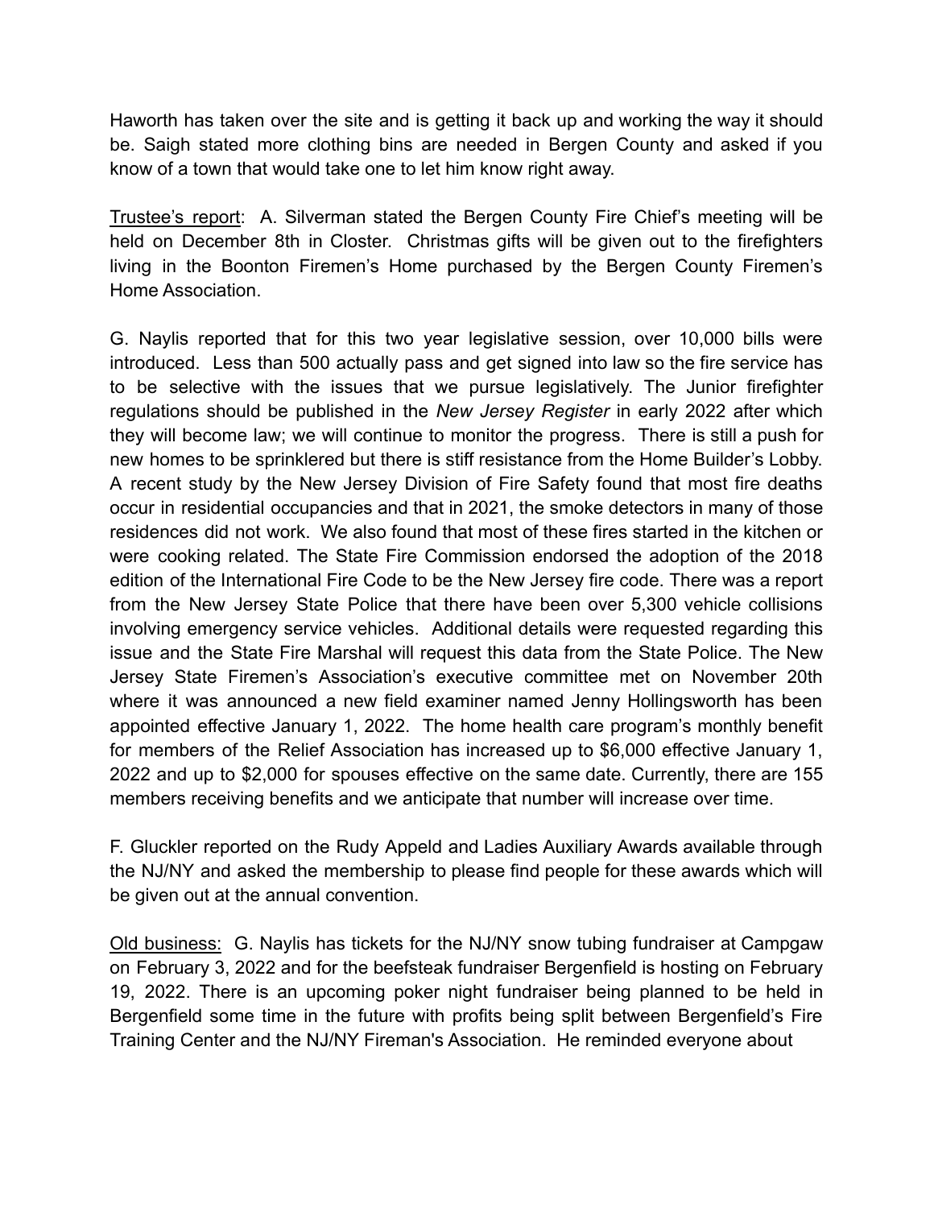Haworth has taken over the site and is getting it back up and working the way it should be. Saigh stated more clothing bins are needed in Bergen County and asked if you know of a town that would take one to let him know right away.

Trustee's report: A. Silverman stated the Bergen County Fire Chief's meeting will be held on December 8th in Closter. Christmas gifts will be given out to the firefighters living in the Boonton Firemen's Home purchased by the Bergen County Firemen's Home Association.

G. Naylis reported that for this two year legislative session, over 10,000 bills were introduced. Less than 500 actually pass and get signed into law so the fire service has to be selective with the issues that we pursue legislatively. The Junior firefighter regulations should be published in the *New Jersey Register* in early 2022 after which they will become law; we will continue to monitor the progress. There is still a push for new homes to be sprinklered but there is stiff resistance from the Home Builder's Lobby. A recent study by the New Jersey Division of Fire Safety found that most fire deaths occur in residential occupancies and that in 2021, the smoke detectors in many of those residences did not work. We also found that most of these fires started in the kitchen or were cooking related. The State Fire Commission endorsed the adoption of the 2018 edition of the International Fire Code to be the New Jersey fire code. There was a report from the New Jersey State Police that there have been over 5,300 vehicle collisions involving emergency service vehicles. Additional details were requested regarding this issue and the State Fire Marshal will request this data from the State Police. The New Jersey State Firemen's Association's executive committee met on November 20th where it was announced a new field examiner named Jenny Hollingsworth has been appointed effective January 1, 2022. The home health care program's monthly benefit for members of the Relief Association has increased up to $6,000 effective January 1, 2022 and up to $2,000 for spouses effective on the same date. Currently, there are 155 members receiving benefits and we anticipate that number will increase over time.

F. Gluckler reported on the Rudy Appeld and Ladies Auxiliary Awards available through the NJ/NY and asked the membership to please find people for these awards which will be given out at the annual convention.

Old business: G. Naylis has tickets for the NJ/NY snow tubing fundraiser at Campgaw on February 3, 2022 and for the beefsteak fundraiser Bergenfield is hosting on February 19, 2022. There is an upcoming poker night fundraiser being planned to be held in Bergenfield some time in the future with profits being split between Bergenfield's Fire Training Center and the NJ/NY Fireman's Association. He reminded everyone about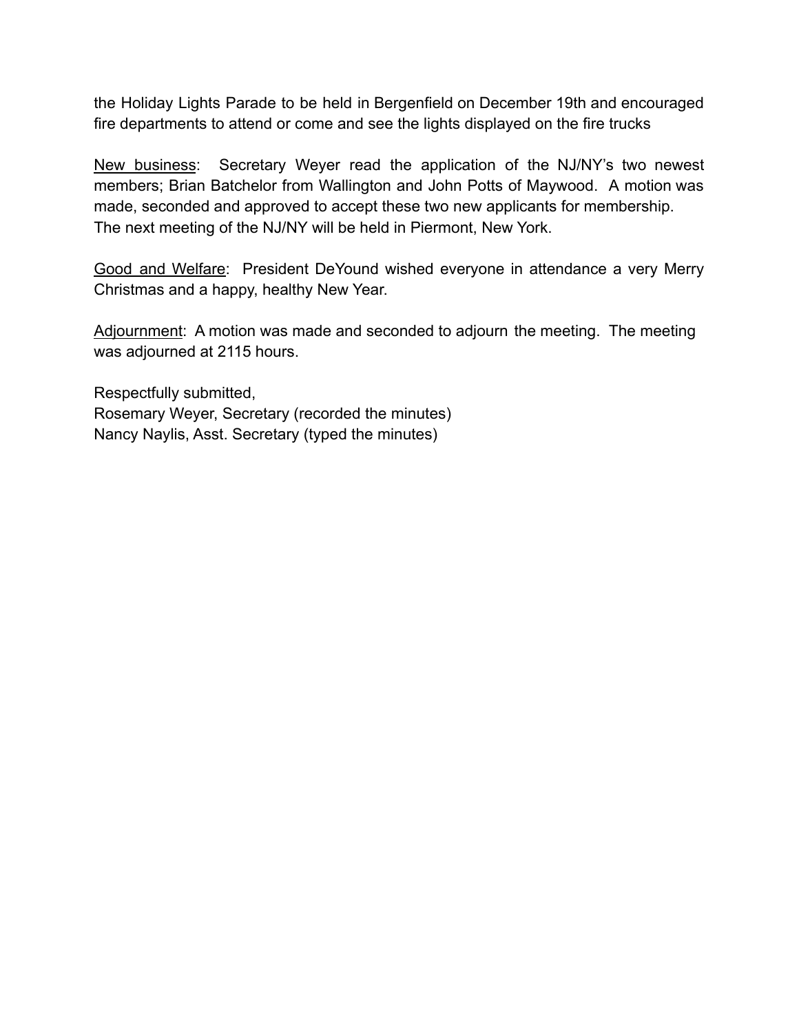the Holiday Lights Parade to be held in Bergenfield on December 19th and encouraged fire departments to attend or come and see the lights displayed on the fire trucks

<u>New business</u>: Secretary Weyer read the application of the NJ/NY's two newest members; Brian Batchelor from Wallington and John Potts of Maywood. A motion was made, seconded and approved to accept these two new applicants for membership. The next meeting of the NJ/NY will be held in Piermont, New York.

<u>Good and Welfare</u>: President DeYound wished everyone in attendance a very Merry Christmas and a happy, healthy New Year.

<u>Adjournment</u>: A motion was made and seconded to adjourn the meeting. The meeting was adjourned at 2115 hours.

Respectfully submitted,
Rosemary Weyer, Secretary (recorded the minutes)
Nancy Naylis, Asst. Secretary (typed the minutes)